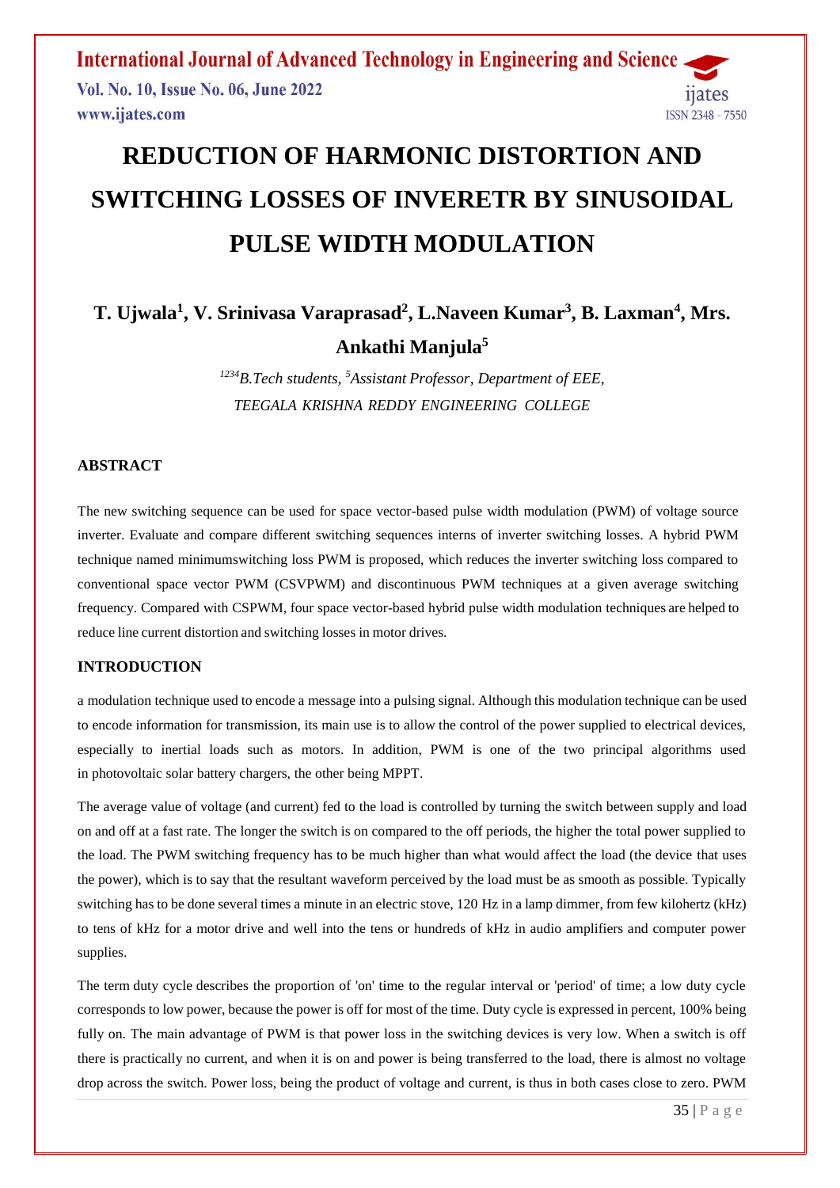# REDUCTION OF HARMONIC DISTORTION AND SWITCHING LOSSES OF INVERETR BY SINUSOIDAL PULSE WIDTH MODULATION

**T. Ujwala[1], V. Srinivasa Varaprasad[2], L.Naveen Kumar[3], B. Laxman[4], Mrs. Ankathi Manjula[5]**

*[1234]B.Tech students, [5]Assistant Professor, Department of EEE,*
*TEEGALA KRISHNA REDDY ENGINEERING COLLEGE*

## ABSTRACT

The new switching sequence can be used for space vector-based pulse width modulation (PWM) of voltage source inverter. Evaluate and compare different switching sequences interns of inverter switching losses. A hybrid PWM technique named minimumswitching loss PWM is proposed, which reduces the inverter switching loss compared to conventional space vector PWM (CSVPWM) and discontinuous PWM techniques at a given average switching frequency. Compared with CSPWM, four space vector-based hybrid pulse width modulation techniques are helped to reduce line current distortion and switching losses in motor drives.

## INTRODUCTION

a modulation technique used to encode a message into a pulsing signal. Although this modulation technique can be used to encode information for transmission, its main use is to allow the control of the power supplied to electrical devices, especially to inertial loads such as motors. In addition, PWM is one of the two principal algorithms used in photovoltaic solar battery chargers, the other being MPPT.

The average value of voltage (and current) fed to the load is controlled by turning the switch between supply and load on and off at a fast rate. The longer the switch is on compared to the off periods, the higher the total power supplied to the load. The PWM switching frequency has to be much higher than what would affect the load (the device that uses the power), which is to say that the resultant waveform perceived by the load must be as smooth as possible. Typically switching has to be done several times a minute in an electric stove, 120 Hz in a lamp dimmer, from few kilohertz (kHz) to tens of kHz for a motor drive and well into the tens or hundreds of kHz in audio amplifiers and computer power supplies.

The term duty cycle describes the proportion of 'on' time to the regular interval or 'period' of time; a low duty cycle corresponds to low power, because the power is off for most of the time. Duty cycle is expressed in percent, 100% being fully on. The main advantage of PWM is that power loss in the switching devices is very low. When a switch is off there is practically no current, and when it is on and power is being transferred to the load, there is almost no voltage drop across the switch. Power loss, being the product of voltage and current, is thus in both cases close to zero. PWM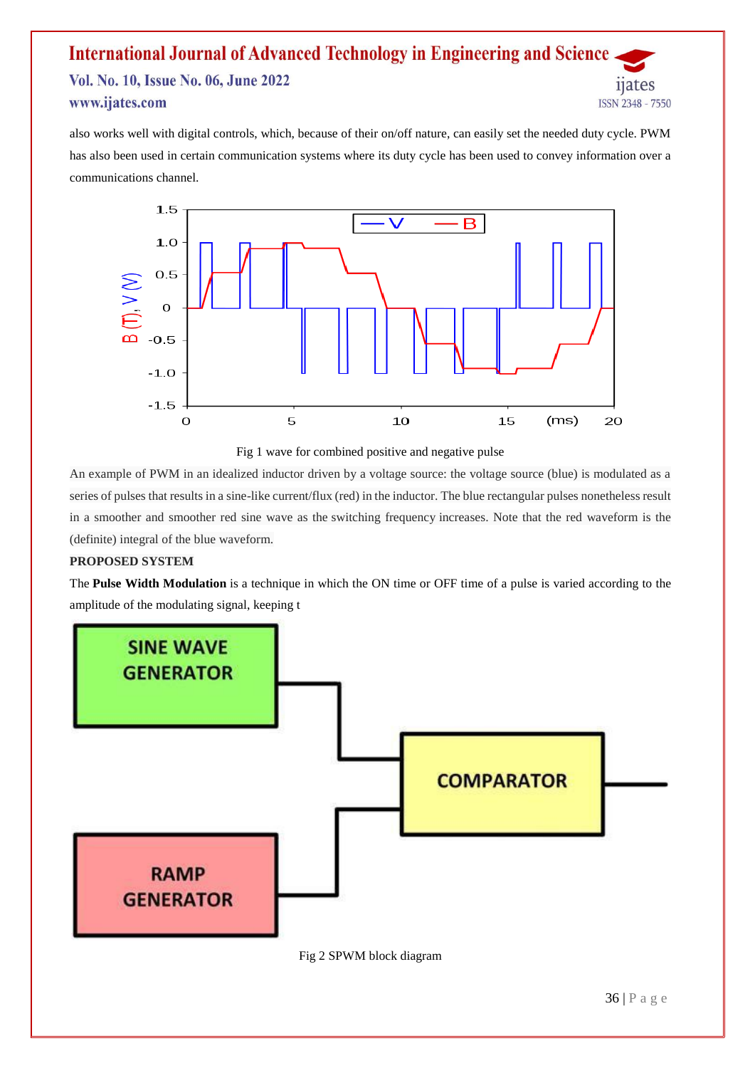also works well with digital controls, which, because of their on/off nature, can easily set the needed duty cycle. PWM has also been used in certain communication systems where its duty cycle has been used to convey information over a communications channel.

Fig 1 wave for combined positive and negative pulse

An example of PWM in an idealized inductor driven by a voltage source: the voltage source (blue) is modulated as a series of pulses that results in a sine-like current/flux (red) in the inductor. The blue rectangular pulses nonetheless result in a smoother and smoother red sine wave as the switching frequency increases. Note that the red waveform is the (definite) integral of the blue waveform.

**PROPOSED SYSTEM**

The **Pulse Width Modulation** is a technique in which the ON time or OFF time of a pulse is varied according to the amplitude of the modulating signal, keeping t

Fig 2 SPWM block diagram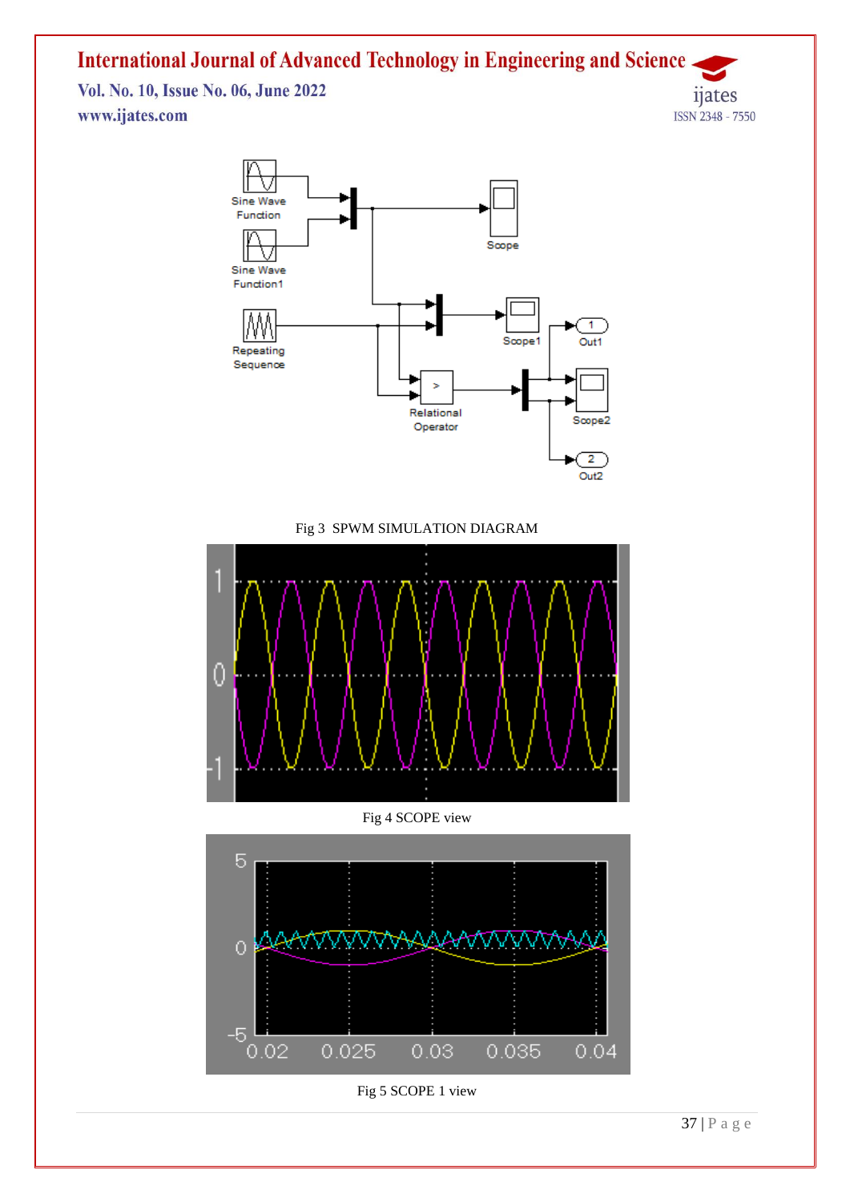Fig 3 SPWM SIMULATION DIAGRAM

Fig 4 SCOPE view

Fig 5 SCOPE 1 view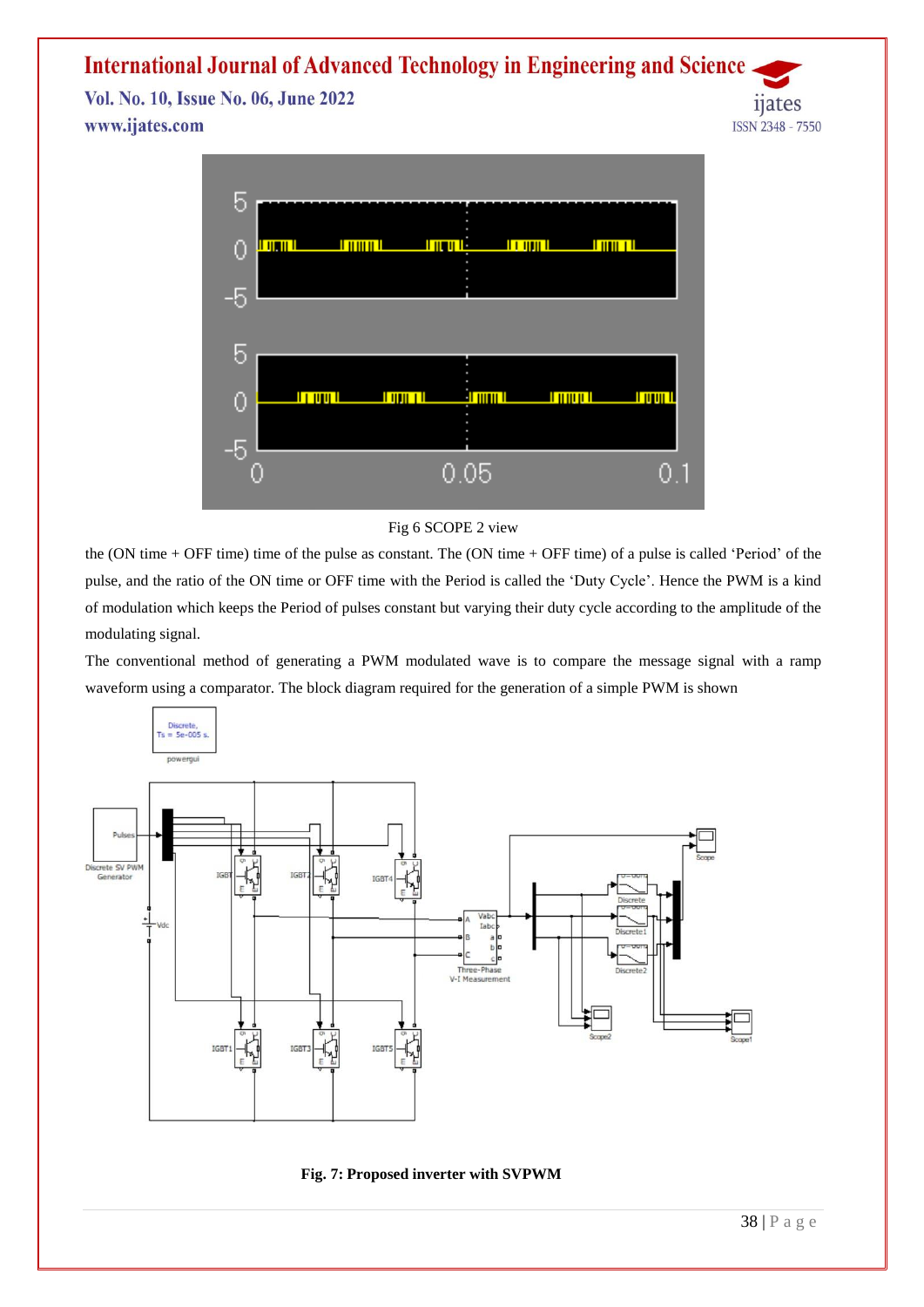Fig 6 SCOPE 2 view

the (ON time + OFF time) time of the pulse as constant. The (ON time + OFF time) of a pulse is called 'Period' of the pulse, and the ratio of the ON time or OFF time with the Period is called the 'Duty Cycle'. Hence the PWM is a kind of modulation which keeps the Period of pulses constant but varying their duty cycle according to the amplitude of the modulating signal.

The conventional method of generating a PWM modulated wave is to compare the message signal with a ramp waveform using a comparator. The block diagram required for the generation of a simple PWM is shown

**Fig. 7: Proposed inverter with SVPWM**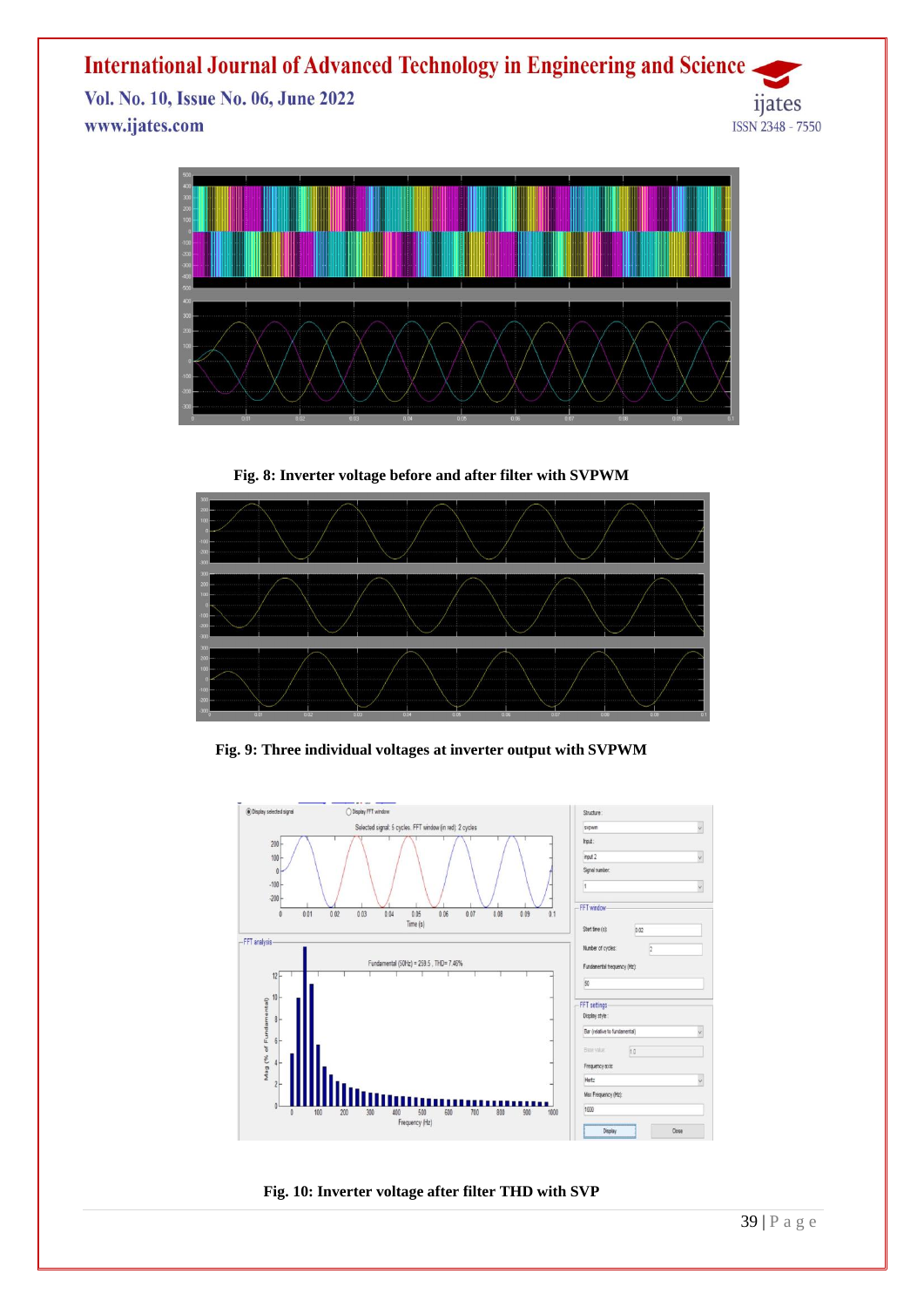**Fig. 8: Inverter voltage before and after filter with SVPWM**

**Fig. 9: Three individual voltages at inverter output with SVPWM**

**Fig. 10: Inverter voltage after filter THD with SVP**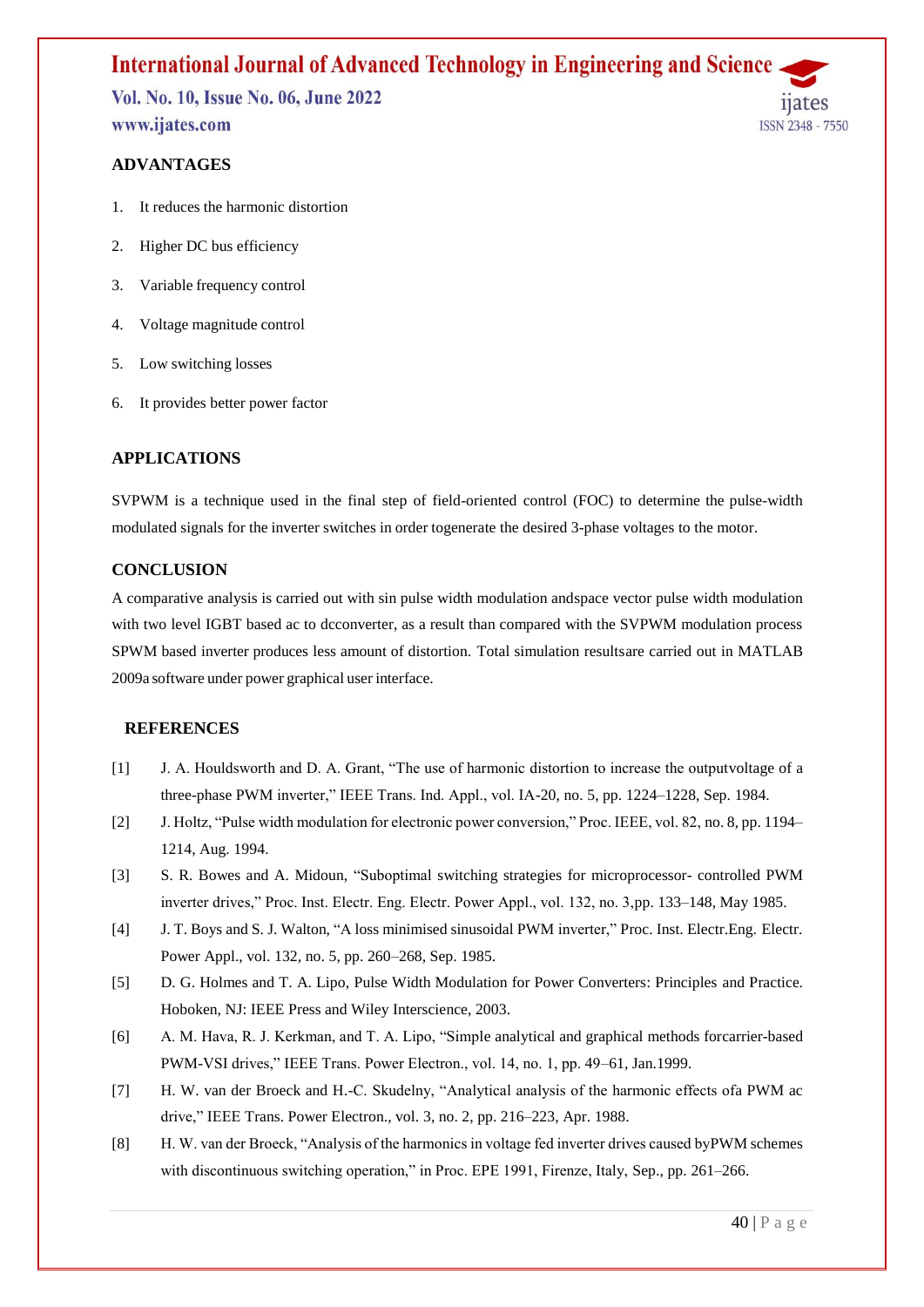## ADVANTAGES

1. It reduces the harmonic distortion
2. Higher DC bus efficiency
3. Variable frequency control
4. Voltage magnitude control
5. Low switching losses
6. It provides better power factor

## APPLICATIONS

SVPWM is a technique used in the final step of field-oriented control (FOC) to determine the pulse-width modulated signals for the inverter switches in order togenerate the desired 3-phase voltages to the motor.

## CONCLUSION

A comparative analysis is carried out with sin pulse width modulation andspace vector pulse width modulation with two level IGBT based ac to dcconverter, as a result than compared with the SVPWM modulation process SPWM based inverter produces less amount of distortion. Total simulation resultsare carried out in MATLAB 2009a software under power graphical user interface.

## REFERENCES

[1] J. A. Houldsworth and D. A. Grant, "The use of harmonic distortion to increase the outputvoltage of a three-phase PWM inverter," IEEE Trans. Ind. Appl., vol. IA-20, no. 5, pp. 1224–1228, Sep. 1984.

[2] J. Holtz, "Pulse width modulation for electronic power conversion," Proc. IEEE, vol. 82, no. 8, pp. 1194–1214, Aug. 1994.

[3] S. R. Bowes and A. Midoun, "Suboptimal switching strategies for microprocessor- controlled PWM inverter drives," Proc. Inst. Electr. Eng. Electr. Power Appl., vol. 132, no. 3,pp. 133–148, May 1985.

[4] J. T. Boys and S. J. Walton, "A loss minimised sinusoidal PWM inverter," Proc. Inst. Electr.Eng. Electr. Power Appl., vol. 132, no. 5, pp. 260–268, Sep. 1985.

[5] D. G. Holmes and T. A. Lipo, Pulse Width Modulation for Power Converters: Principles and Practice. Hoboken, NJ: IEEE Press and Wiley Interscience, 2003.

[6] A. M. Hava, R. J. Kerkman, and T. A. Lipo, "Simple analytical and graphical methods forcarrier-based PWM-VSI drives," IEEE Trans. Power Electron., vol. 14, no. 1, pp. 49–61, Jan.1999.

[7] H. W. van der Broeck and H.-C. Skudelny, "Analytical analysis of the harmonic effects ofa PWM ac drive," IEEE Trans. Power Electron., vol. 3, no. 2, pp. 216–223, Apr. 1988.

[8] H. W. van der Broeck, "Analysis of the harmonics in voltage fed inverter drives caused byPWM schemes with discontinuous switching operation," in Proc. EPE 1991, Firenze, Italy, Sep., pp. 261–266.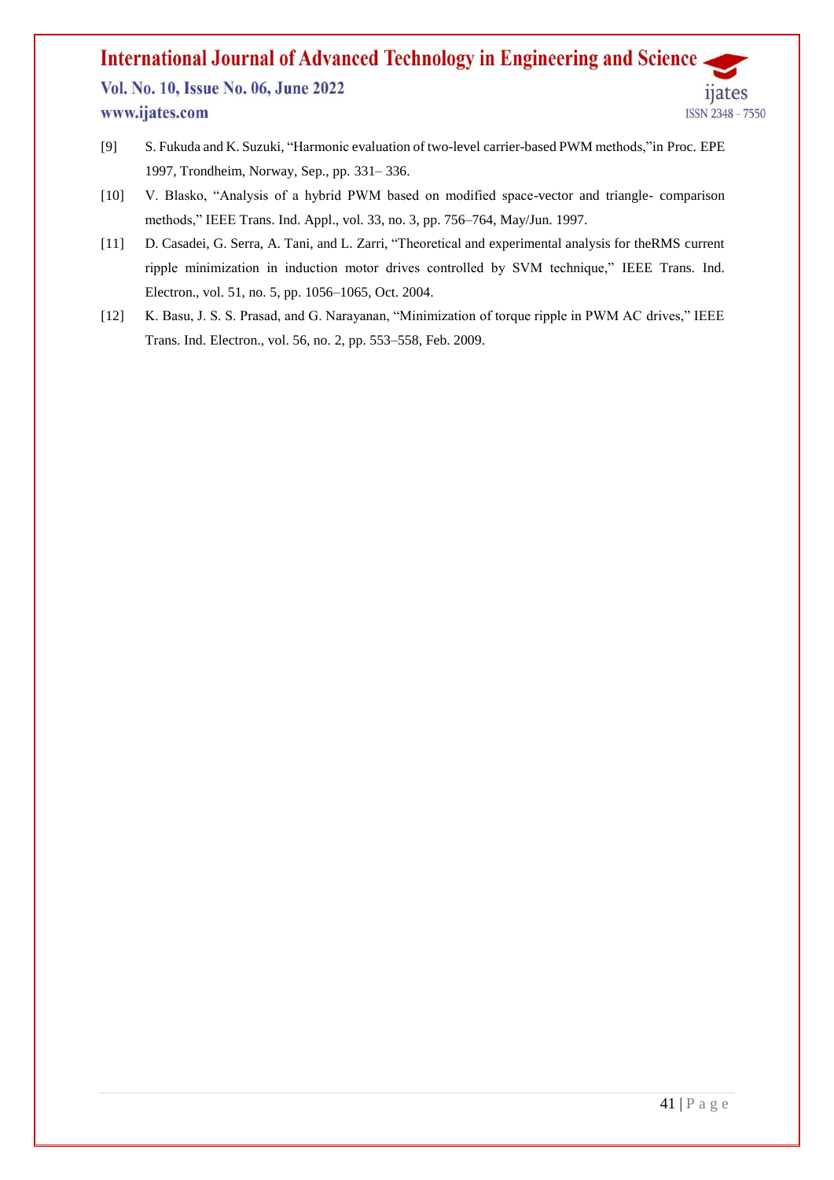[9] S. Fukuda and K. Suzuki, "Harmonic evaluation of two-level carrier-based PWM methods,"in Proc. EPE 1997, Trondheim, Norway, Sep., pp. 331– 336.

[10] V. Blasko, "Analysis of a hybrid PWM based on modified space-vector and triangle- comparison methods," IEEE Trans. Ind. Appl., vol. 33, no. 3, pp. 756–764, May/Jun. 1997.

[11] D. Casadei, G. Serra, A. Tani, and L. Zarri, "Theoretical and experimental analysis for theRMS current ripple minimization in induction motor drives controlled by SVM technique," IEEE Trans. Ind. Electron., vol. 51, no. 5, pp. 1056–1065, Oct. 2004.

[12] K. Basu, J. S. S. Prasad, and G. Narayanan, "Minimization of torque ripple in PWM AC drives," IEEE Trans. Ind. Electron., vol. 56, no. 2, pp. 553–558, Feb. 2009.